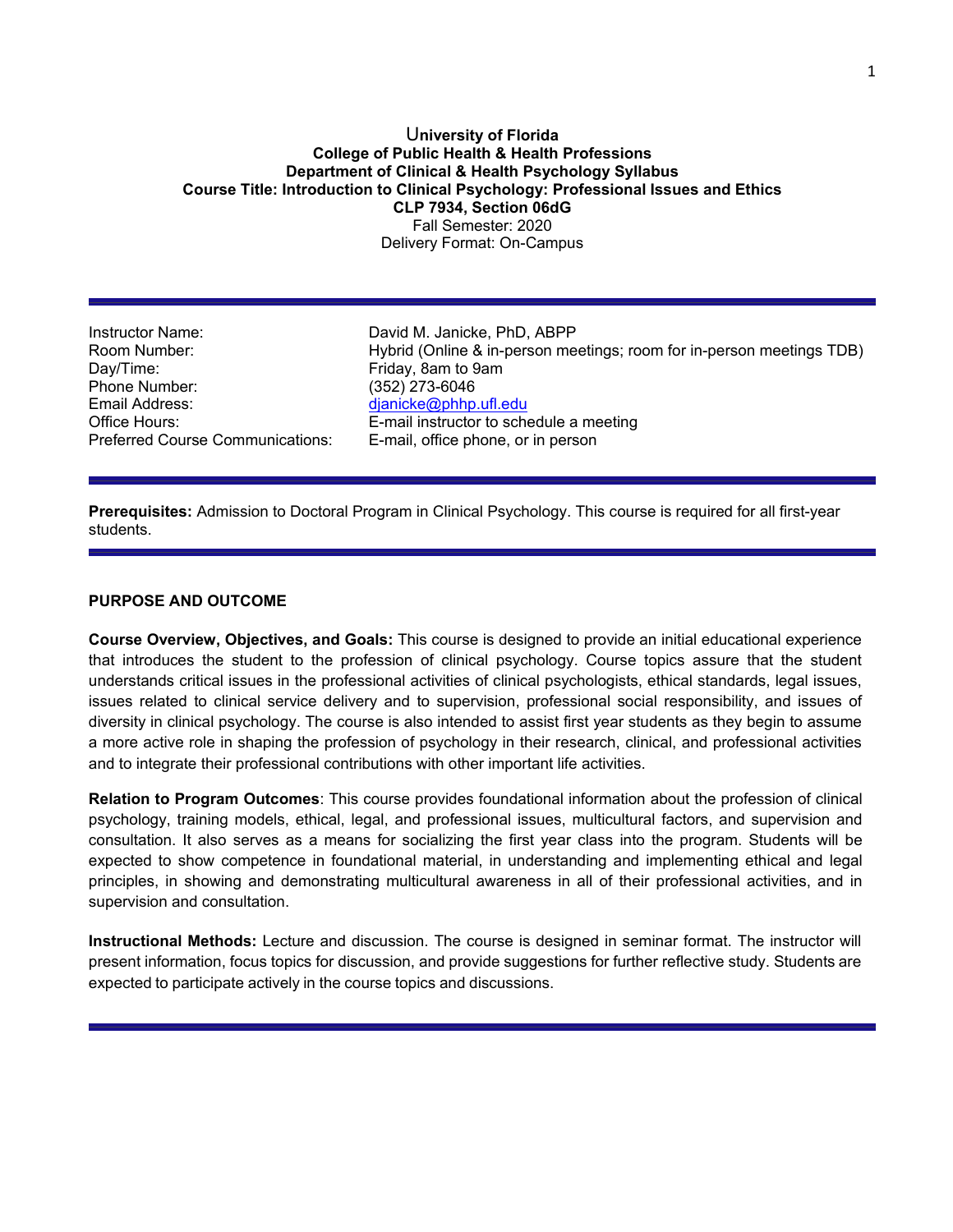**University of Florida**
**College of Public Health & Health Professions**
**Department of Clinical & Health Psychology Syllabus**
**Course Title: Introduction to Clinical Psychology: Professional Issues and Ethics**
**CLP 7934, Section 06dG**
Fall Semester: 2020
Delivery Format: On-Campus

---

| | |
|---|---|
| Instructor Name: | David M. Janicke, PhD, ABPP |
| Room Number: | Hybrid (Online & in-person meetings; room for in-person meetings TDB) |
| Day/Time: | Friday, 8am to 9am |
| Phone Number: | (352) 273-6046 |
| Email Address: | djanicke@phhp.ufl.edu |
| Office Hours: | E-mail instructor to schedule a meeting |
| Preferred Course Communications: | E-mail, office phone, or in person |

---

**Prerequisites:** Admission to Doctoral Program in Clinical Psychology. This course is required for all first-year students.

---

## PURPOSE AND OUTCOME

**Course Overview, Objectives, and Goals:** This course is designed to provide an initial educational experience that introduces the student to the profession of clinical psychology. Course topics assure that the student understands critical issues in the professional activities of clinical psychologists, ethical standards, legal issues, issues related to clinical service delivery and to supervision, professional social responsibility, and issues of diversity in clinical psychology. The course is also intended to assist first year students as they begin to assume a more active role in shaping the profession of psychology in their research, clinical, and professional activities and to integrate their professional contributions with other important life activities.

**Relation to Program Outcomes**: This course provides foundational information about the profession of clinical psychology, training models, ethical, legal, and professional issues, multicultural factors, and supervision and consultation. It also serves as a means for socializing the first year class into the program. Students will be expected to show competence in foundational material, in understanding and implementing ethical and legal principles, in showing and demonstrating multicultural awareness in all of their professional activities, and in supervision and consultation.

**Instructional Methods:** Lecture and discussion. The course is designed in seminar format. The instructor will present information, focus topics for discussion, and provide suggestions for further reflective study. Students are expected to participate actively in the course topics and discussions.

---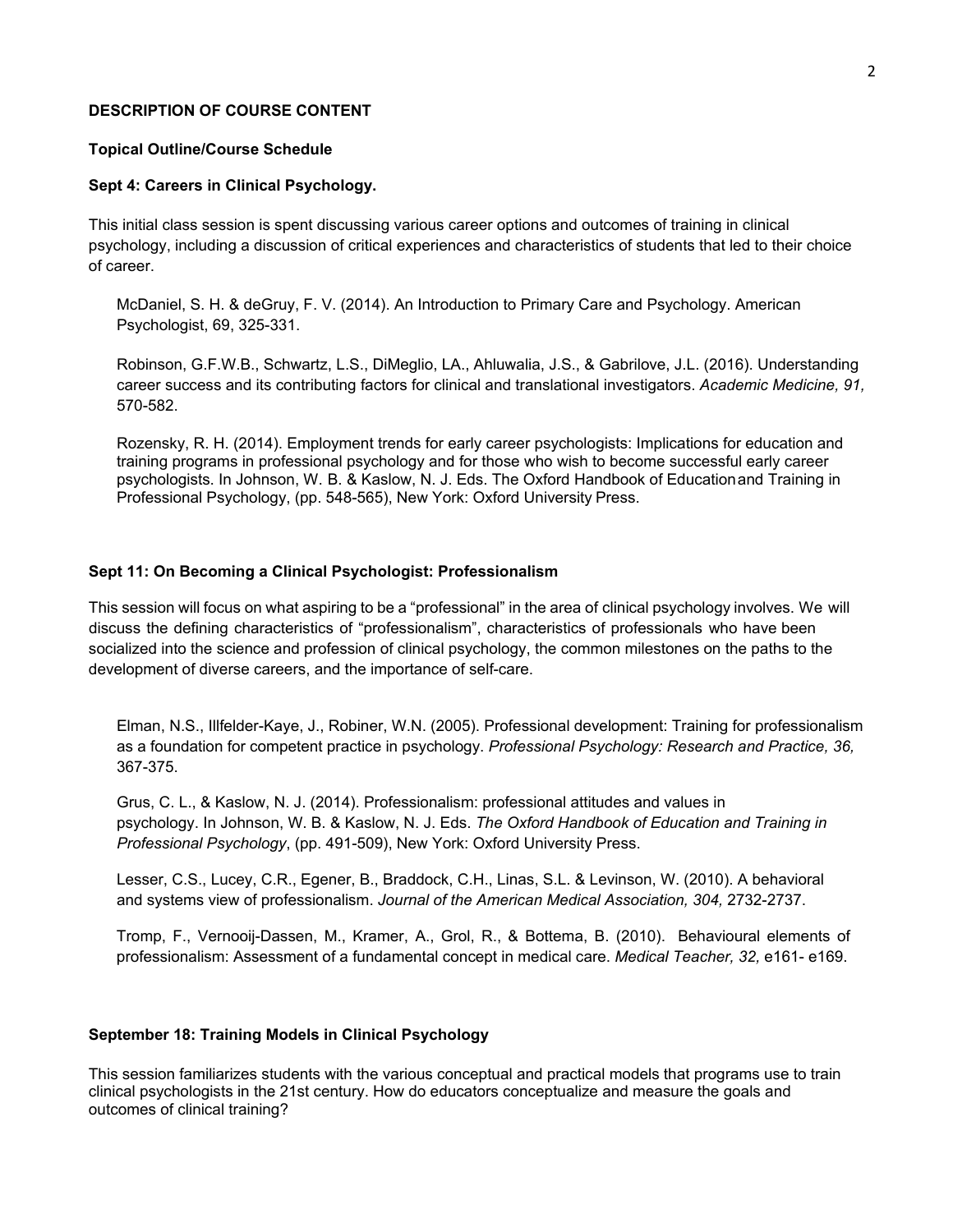**DESCRIPTION OF COURSE CONTENT**

**Topical Outline/Course Schedule**

**Sept 4: Careers in Clinical Psychology.**

This initial class session is spent discussing various career options and outcomes of training in clinical psychology, including a discussion of critical experiences and characteristics of students that led to their choice of career.

McDaniel, S. H. & deGruy, F. V. (2014). An Introduction to Primary Care and Psychology. American Psychologist, 69, 325-331.

Robinson, G.F.W.B., Schwartz, L.S., DiMeglio, LA., Ahluwalia, J.S., & Gabrilove, J.L. (2016). Understanding career success and its contributing factors for clinical and translational investigators. *Academic Medicine, 91,* 570-582.

Rozensky, R. H. (2014). Employment trends for early career psychologists: Implications for education and training programs in professional psychology and for those who wish to become successful early career psychologists. In Johnson, W. B. & Kaslow, N. J. Eds. The Oxford Handbook of Education and Training in Professional Psychology, (pp. 548-565), New York: Oxford University Press.

**Sept 11: On Becoming a Clinical Psychologist: Professionalism**

This session will focus on what aspiring to be a "professional" in the area of clinical psychology involves. We will discuss the defining characteristics of "professionalism", characteristics of professionals who have been socialized into the science and profession of clinical psychology, the common milestones on the paths to the development of diverse careers, and the importance of self-care.

Elman, N.S., Illfelder-Kaye, J., Robiner, W.N. (2005). Professional development: Training for professionalism as a foundation for competent practice in psychology. *Professional Psychology: Research and Practice, 36,* 367-375.

Grus, C. L., & Kaslow, N. J. (2014). Professionalism: professional attitudes and values in psychology. In Johnson, W. B. & Kaslow, N. J. Eds. *The Oxford Handbook of Education and Training in Professional Psychology*, (pp. 491-509), New York: Oxford University Press.

Lesser, C.S., Lucey, C.R., Egener, B., Braddock, C.H., Linas, S.L. & Levinson, W. (2010). A behavioral and systems view of professionalism. *Journal of the American Medical Association, 304,* 2732-2737.

Tromp, F., Vernooij-Dassen, M., Kramer, A., Grol, R., & Bottema, B. (2010). Behavioural elements of professionalism: Assessment of a fundamental concept in medical care. *Medical Teacher, 32,* e161- e169.

**September 18: Training Models in Clinical Psychology**

This session familiarizes students with the various conceptual and practical models that programs use to train clinical psychologists in the 21st century. How do educators conceptualize and measure the goals and outcomes of clinical training?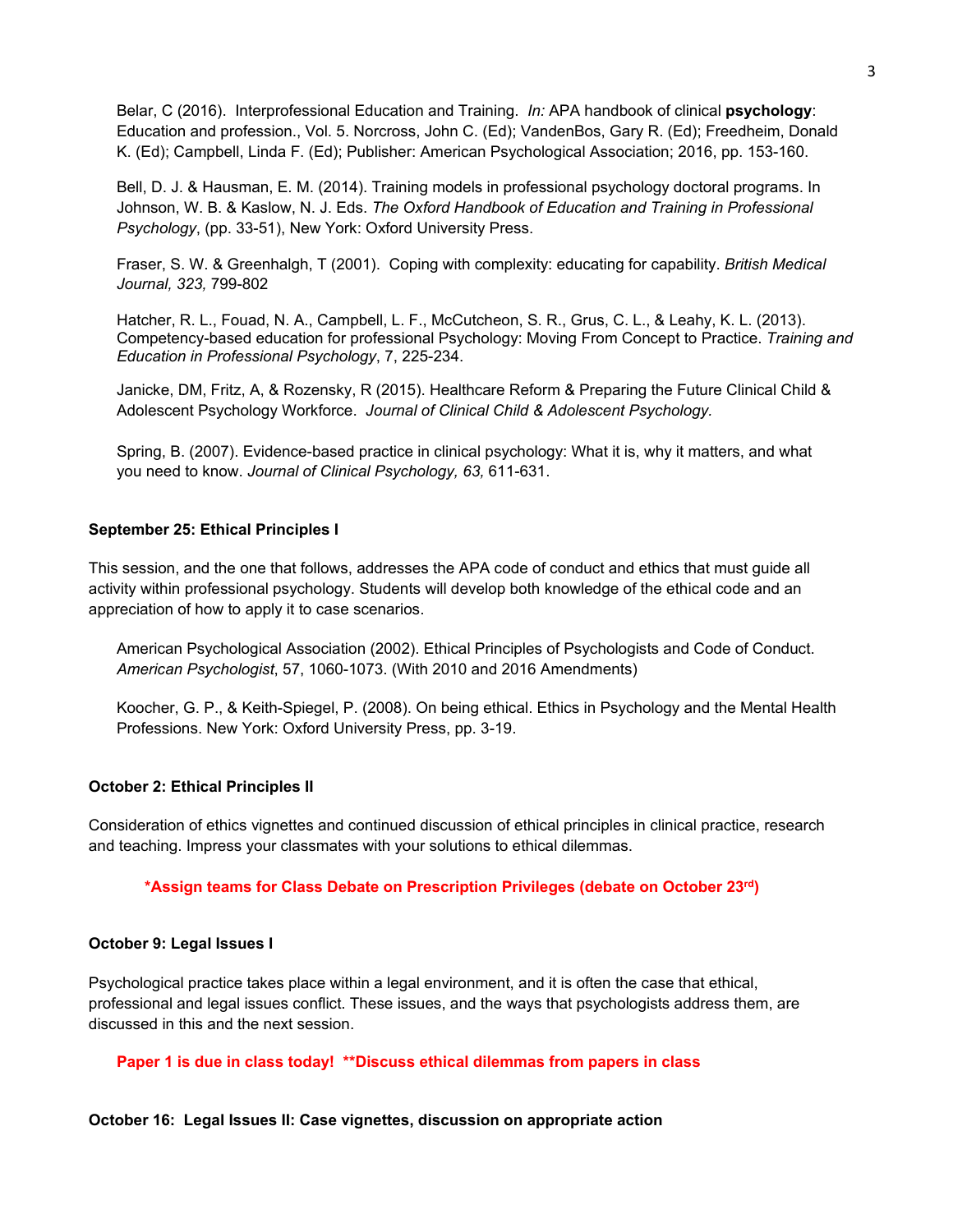Belar, C (2016). Interprofessional Education and Training. *In:* APA handbook of clinical **psychology**: Education and profession., Vol. 5. Norcross, John C. (Ed); VandenBos, Gary R. (Ed); Freedheim, Donald K. (Ed); Campbell, Linda F. (Ed); Publisher: American Psychological Association; 2016, pp. 153-160.

Bell, D. J. & Hausman, E. M. (2014). Training models in professional psychology doctoral programs. In Johnson, W. B. & Kaslow, N. J. Eds. *The Oxford Handbook of Education and Training in Professional Psychology*, (pp. 33-51), New York: Oxford University Press.

Fraser, S. W. & Greenhalgh, T (2001). Coping with complexity: educating for capability. *British Medical Journal, 323,* 799-802

Hatcher, R. L., Fouad, N. A., Campbell, L. F., McCutcheon, S. R., Grus, C. L., & Leahy, K. L. (2013). Competency-based education for professional Psychology: Moving From Concept to Practice. *Training and Education in Professional Psychology*, 7, 225-234.

Janicke, DM, Fritz, A, & Rozensky, R (2015). Healthcare Reform & Preparing the Future Clinical Child & Adolescent Psychology Workforce. *Journal of Clinical Child & Adolescent Psychology.*

Spring, B. (2007). Evidence-based practice in clinical psychology: What it is, why it matters, and what you need to know. *Journal of Clinical Psychology, 63,* 611-631.

**September 25: Ethical Principles I**

This session, and the one that follows, addresses the APA code of conduct and ethics that must guide all activity within professional psychology. Students will develop both knowledge of the ethical code and an appreciation of how to apply it to case scenarios.

American Psychological Association (2002). Ethical Principles of Psychologists and Code of Conduct. *American Psychologist*, 57, 1060-1073. (With 2010 and 2016 Amendments)

Koocher, G. P., & Keith-Spiegel, P. (2008). On being ethical. Ethics in Psychology and the Mental Health Professions. New York: Oxford University Press, pp. 3-19.

**October 2: Ethical Principles II**

Consideration of ethics vignettes and continued discussion of ethical principles in clinical practice, research and teaching. Impress your classmates with your solutions to ethical dilemmas.

**\*Assign teams for Class Debate on Prescription Privileges (debate on October 23rd)**

**October 9: Legal Issues I**

Psychological practice takes place within a legal environment, and it is often the case that ethical, professional and legal issues conflict. These issues, and the ways that psychologists address them, are discussed in this and the next session.

**Paper 1 is due in class today! \*\*Discuss ethical dilemmas from papers in class**

**October 16: Legal Issues II: Case vignettes, discussion on appropriate action**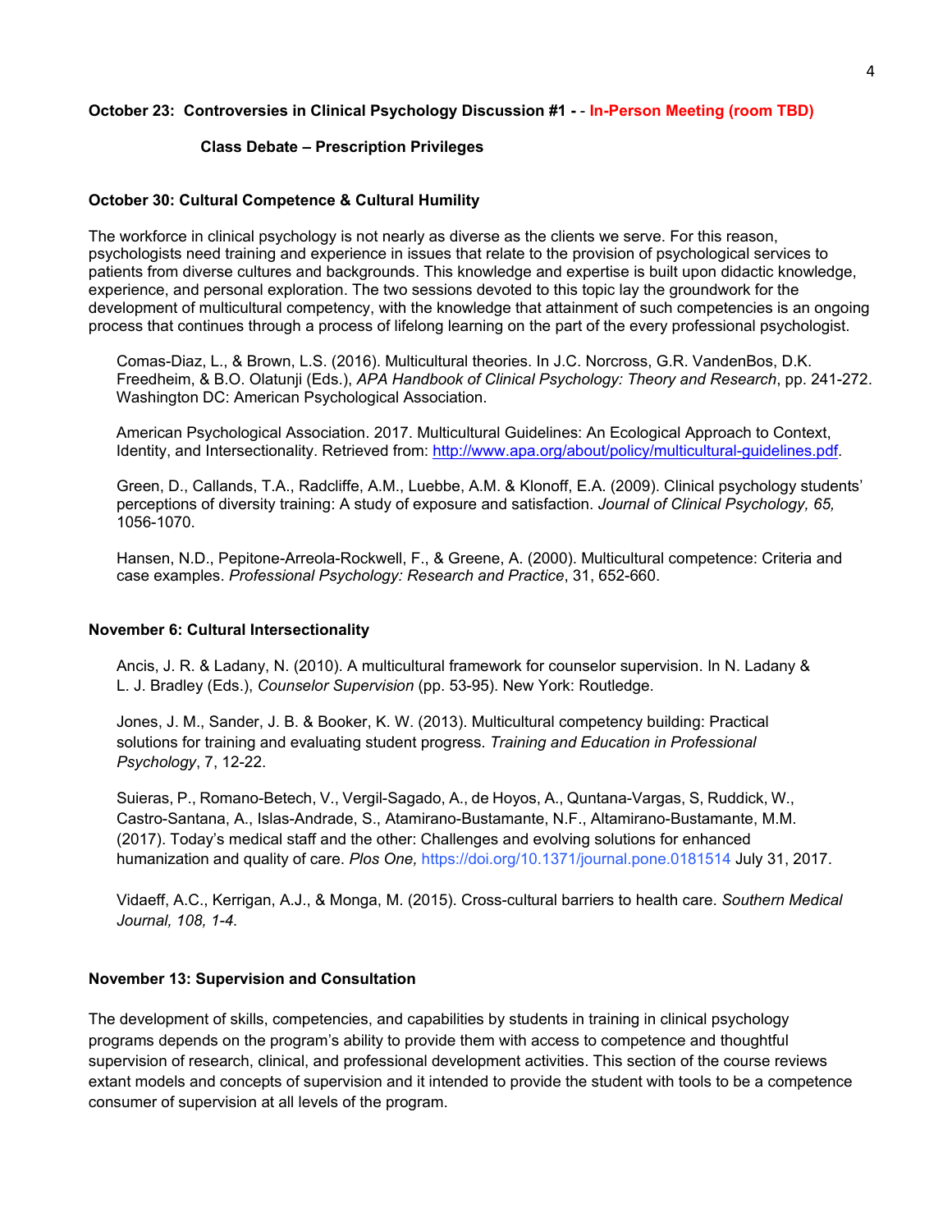**October 23: Controversies in Clinical Psychology Discussion #1 - - In-Person Meeting (room TBD)**

**Class Debate – Prescription Privileges**

**October 30: Cultural Competence & Cultural Humility**

The workforce in clinical psychology is not nearly as diverse as the clients we serve. For this reason, psychologists need training and experience in issues that relate to the provision of psychological services to patients from diverse cultures and backgrounds. This knowledge and expertise is built upon didactic knowledge, experience, and personal exploration. The two sessions devoted to this topic lay the groundwork for the development of multicultural competency, with the knowledge that attainment of such competencies is an ongoing process that continues through a process of lifelong learning on the part of the every professional psychologist.

Comas-Diaz, L., & Brown, L.S. (2016). Multicultural theories. In J.C. Norcross, G.R. VandenBos, D.K. Freedheim, & B.O. Olatunji (Eds.), *APA Handbook of Clinical Psychology: Theory and Research*, pp. 241-272. Washington DC: American Psychological Association.

American Psychological Association. 2017. Multicultural Guidelines: An Ecological Approach to Context, Identity, and Intersectionality. Retrieved from: http://www.apa.org/about/policy/multicultural-guidelines.pdf.

Green, D., Callands, T.A., Radcliffe, A.M., Luebbe, A.M. & Klonoff, E.A. (2009). Clinical psychology students' perceptions of diversity training: A study of exposure and satisfaction. *Journal of Clinical Psychology, 65,* 1056-1070.

Hansen, N.D., Pepitone-Arreola-Rockwell, F., & Greene, A. (2000). Multicultural competence: Criteria and case examples. *Professional Psychology: Research and Practice*, 31, 652-660.

**November 6: Cultural Intersectionality**

Ancis, J. R. & Ladany, N. (2010). A multicultural framework for counselor supervision. In N. Ladany & L. J. Bradley (Eds.), *Counselor Supervision* (pp. 53-95). New York: Routledge.

Jones, J. M., Sander, J. B. & Booker, K. W. (2013). Multicultural competency building: Practical solutions for training and evaluating student progress. *Training and Education in Professional Psychology*, 7, 12-22.

Suieras, P., Romano-Betech, V., Vergil-Sagado, A., de Hoyos, A., Quntana-Vargas, S, Ruddick, W., Castro-Santana, A., Islas-Andrade, S., Atamirano-Bustamante, N.F., Altamirano-Bustamante, M.M. (2017). Today's medical staff and the other: Challenges and evolving solutions for enhanced humanization and quality of care. *Plos One,* https://doi.org/10.1371/journal.pone.0181514 July 31, 2017.

Vidaeff, A.C., Kerrigan, A.J., & Monga, M. (2015). Cross-cultural barriers to health care. *Southern Medical Journal, 108, 1-4.*

**November 13: Supervision and Consultation**

The development of skills, competencies, and capabilities by students in training in clinical psychology programs depends on the program's ability to provide them with access to competence and thoughtful supervision of research, clinical, and professional development activities. This section of the course reviews extant models and concepts of supervision and it intended to provide the student with tools to be a competence consumer of supervision at all levels of the program.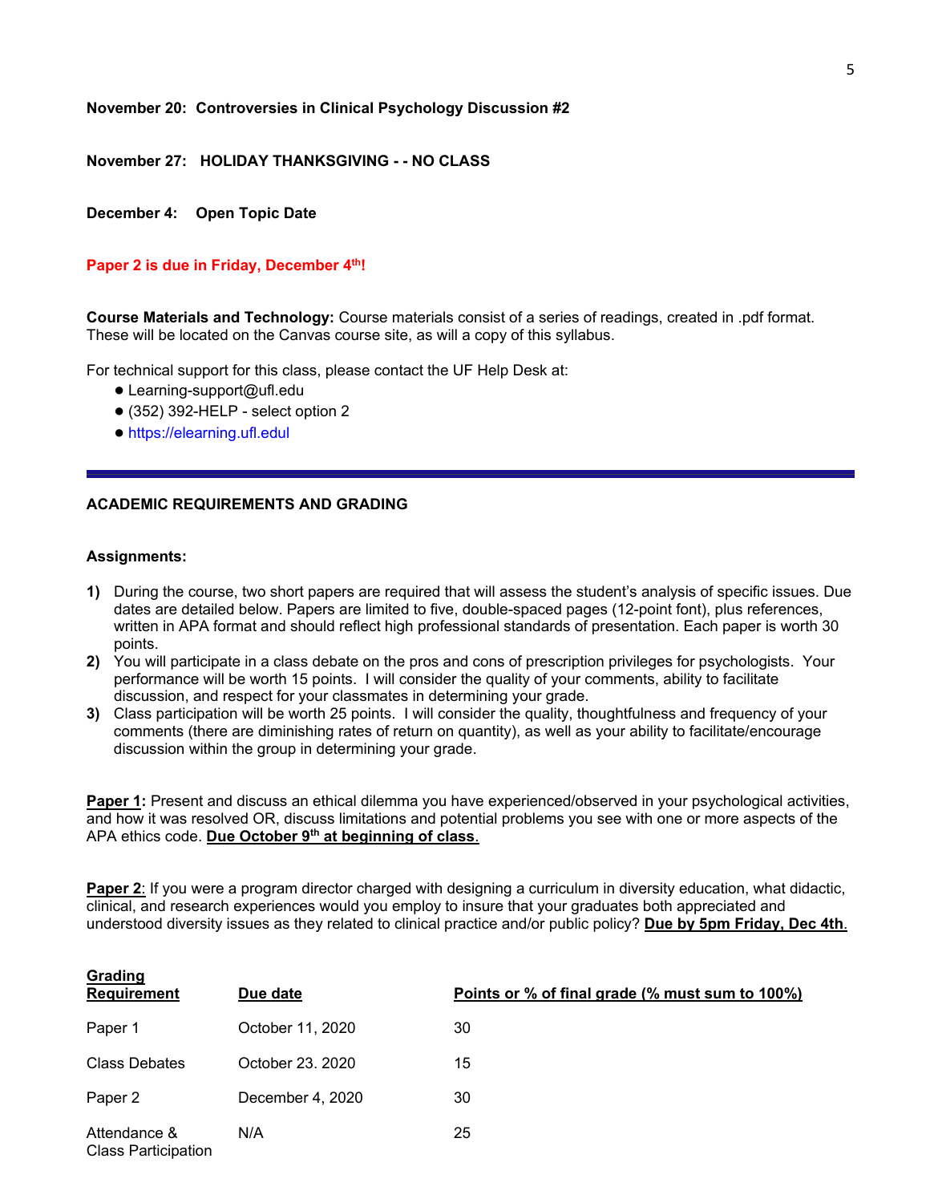**November 20: Controversies in Clinical Psychology Discussion #2**

**November 27: HOLIDAY THANKSGIVING - - NO CLASS**

**December 4: Open Topic Date**

**Paper 2 is due in Friday, December 4th!**

**Course Materials and Technology:** Course materials consist of a series of readings, created in .pdf format. These will be located on the Canvas course site, as will a copy of this syllabus.

For technical support for this class, please contact the UF Help Desk at:

- Learning-support@ufl.edu
- (352) 392-HELP - select option 2
- https://elearning.ufl.edul

---

**ACADEMIC REQUIREMENTS AND GRADING**

**Assignments:**

1) During the course, two short papers are required that will assess the student's analysis of specific issues. Due dates are detailed below. Papers are limited to five, double-spaced pages (12-point font), plus references, written in APA format and should reflect high professional standards of presentation. Each paper is worth 30 points.
2) You will participate in a class debate on the pros and cons of prescription privileges for psychologists. Your performance will be worth 15 points. I will consider the quality of your comments, ability to facilitate discussion, and respect for your classmates in determining your grade.
3) Class participation will be worth 25 points. I will consider the quality, thoughtfulness and frequency of your comments (there are diminishing rates of return on quantity), as well as your ability to facilitate/encourage discussion within the group in determining your grade.

**Paper 1:** Present and discuss an ethical dilemma you have experienced/observed in your psychological activities, and how it was resolved OR, discuss limitations and potential problems you see with one or more aspects of the APA ethics code. **Due October 9th at beginning of class**.

**Paper 2**: If you were a program director charged with designing a curriculum in diversity education, what didactic, clinical, and research experiences would you employ to insure that your graduates both appreciated and understood diversity issues as they related to clinical practice and/or public policy? **Due by 5pm Friday, Dec 4th**.

| Grading Requirement | Due date | Points or % of final grade (% must sum to 100%) |
|---|---|---|
| Paper 1 | October 11, 2020 | 30 |
| Class Debates | October 23. 2020 | 15 |
| Paper 2 | December 4, 2020 | 30 |
| Attendance & Class Participation | N/A | 25 |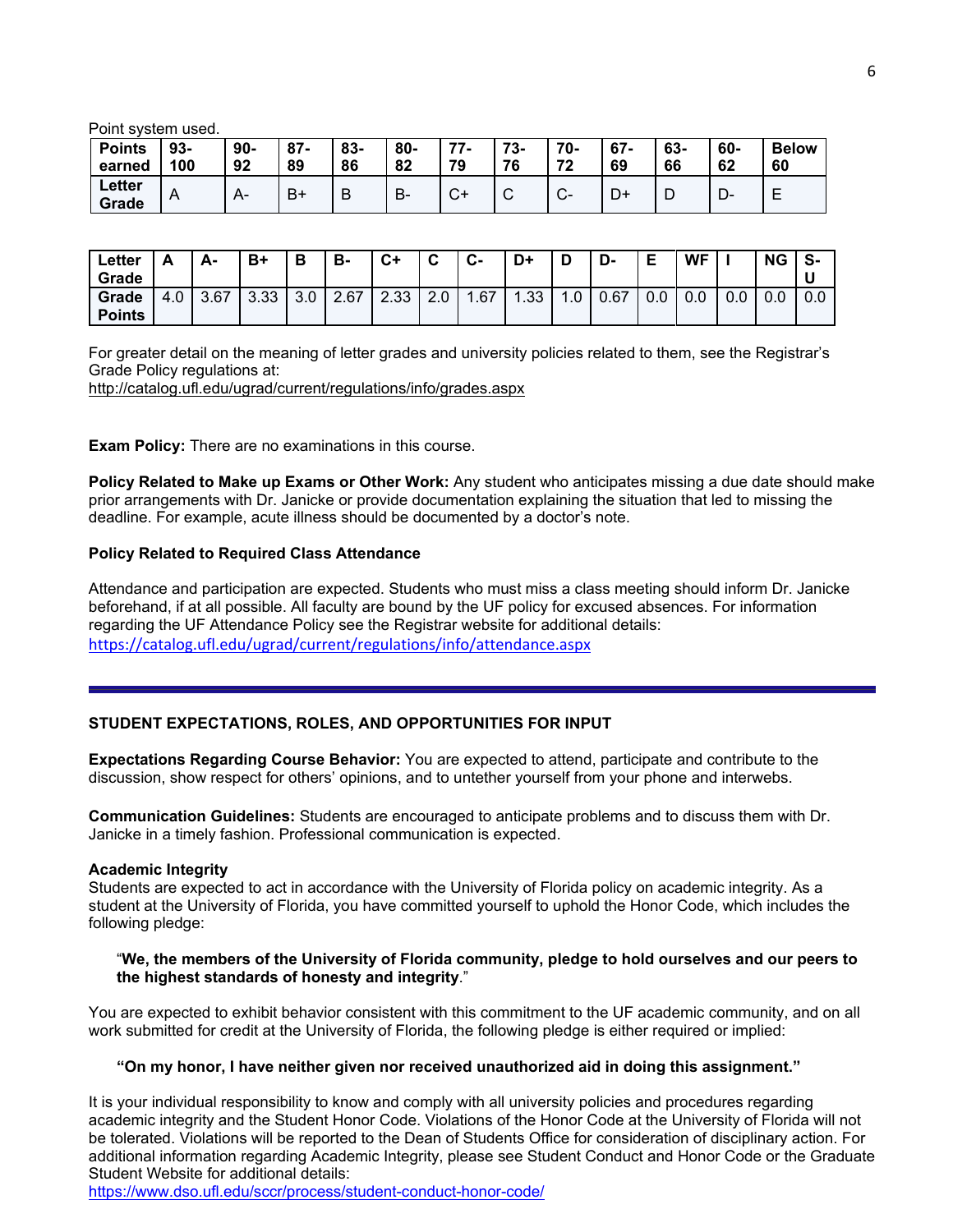Point system used.

| Points earned | 93-100 | 90-92 | 87-89 | 83-86 | 80-82 | 77-79 | 73-76 | 70-72 | 67-69 | 63-66 | 60-62 | Below 60 |
|---|---|---|---|---|---|---|---|---|---|---|---|---|
| Letter Grade | A | A- | B+ | B | B- | C+ | C | C- | D+ | D | D- | E |

| Letter Grade | A | A- | B+ | B | B- | C+ | C | C- | D+ | D | D- | E | WF | I | NG | S-U |
|---|---|---|---|---|---|---|---|---|---|---|---|---|---|---|---|---|
| Grade Points | 4.0 | 3.67 | 3.33 | 3.0 | 2.67 | 2.33 | 2.0 | 1.67 | 1.33 | 1.0 | 0.67 | 0.0 | 0.0 | 0.0 | 0.0 | 0.0 |

For greater detail on the meaning of letter grades and university policies related to them, see the Registrar's Grade Policy regulations at:
http://catalog.ufl.edu/ugrad/current/regulations/info/grades.aspx

**Exam Policy:** There are no examinations in this course.

**Policy Related to Make up Exams or Other Work:** Any student who anticipates missing a due date should make prior arrangements with Dr. Janicke or provide documentation explaining the situation that led to missing the deadline. For example, acute illness should be documented by a doctor's note.

**Policy Related to Required Class Attendance**

Attendance and participation are expected. Students who must miss a class meeting should inform Dr. Janicke beforehand, if at all possible. All faculty are bound by the UF policy for excused absences. For information regarding the UF Attendance Policy see the Registrar website for additional details:
https://catalog.ufl.edu/ugrad/current/regulations/info/attendance.aspx

---

## STUDENT EXPECTATIONS, ROLES, AND OPPORTUNITIES FOR INPUT

**Expectations Regarding Course Behavior:** You are expected to attend, participate and contribute to the discussion, show respect for others' opinions, and to untether yourself from your phone and interwebs.

**Communication Guidelines:** Students are encouraged to anticipate problems and to discuss them with Dr. Janicke in a timely fashion. Professional communication is expected.

**Academic Integrity**
Students are expected to act in accordance with the University of Florida policy on academic integrity. As a student at the University of Florida, you have committed yourself to uphold the Honor Code, which includes the following pledge:

> "**We, the members of the University of Florida community, pledge to hold ourselves and our peers to the highest standards of honesty and integrity**."

You are expected to exhibit behavior consistent with this commitment to the UF academic community, and on all work submitted for credit at the University of Florida, the following pledge is either required or implied:

> **"On my honor, I have neither given nor received unauthorized aid in doing this assignment."**

It is your individual responsibility to know and comply with all university policies and procedures regarding academic integrity and the Student Honor Code. Violations of the Honor Code at the University of Florida will not be tolerated. Violations will be reported to the Dean of Students Office for consideration of disciplinary action. For additional information regarding Academic Integrity, please see Student Conduct and Honor Code or the Graduate Student Website for additional details:
https://www.dso.ufl.edu/sccr/process/student-conduct-honor-code/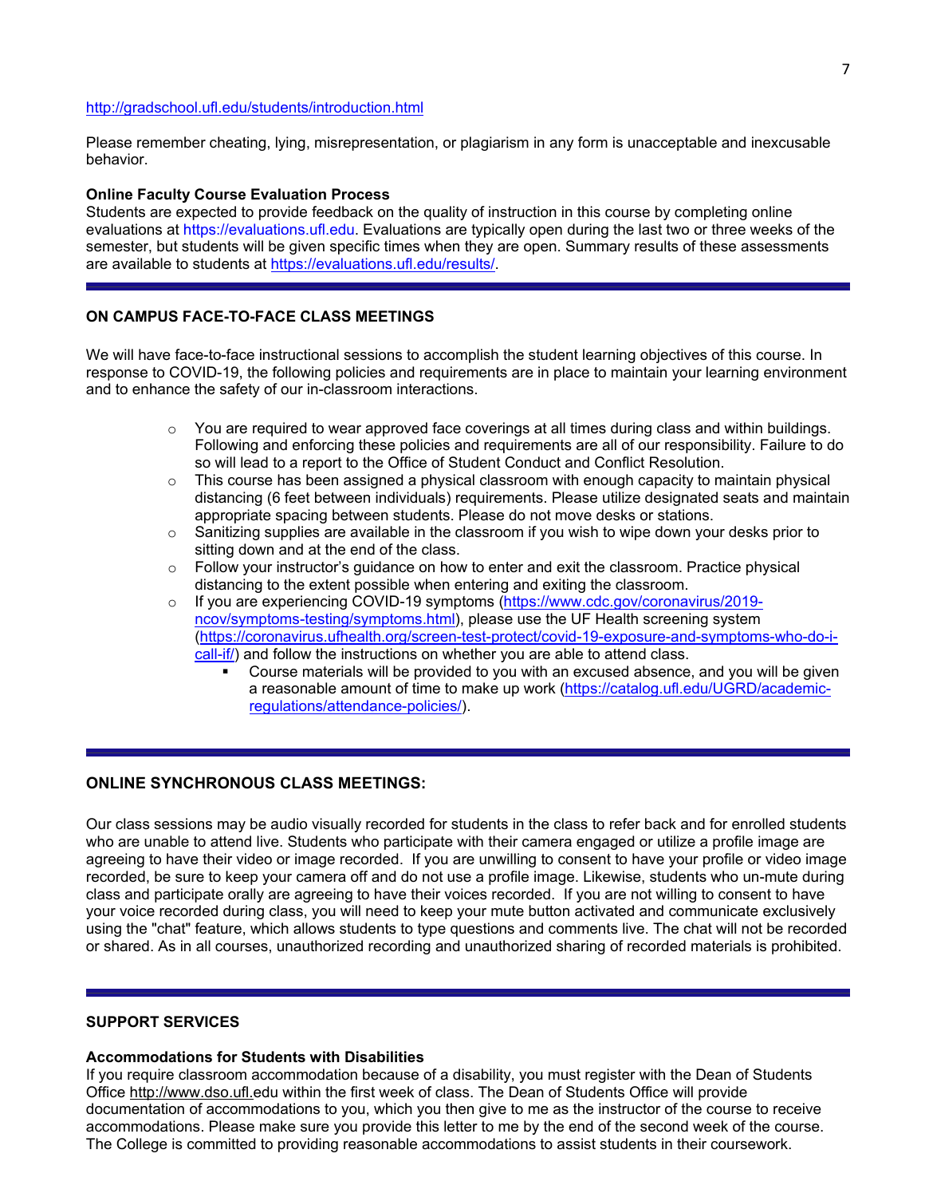http://gradschool.ufl.edu/students/introduction.html

Please remember cheating, lying, misrepresentation, or plagiarism in any form is unacceptable and inexcusable behavior.

**Online Faculty Course Evaluation Process**

Students are expected to provide feedback on the quality of instruction in this course by completing online evaluations at https://evaluations.ufl.edu. Evaluations are typically open during the last two or three weeks of the semester, but students will be given specific times when they are open. Summary results of these assessments are available to students at https://evaluations.ufl.edu/results/.

---

## ON CAMPUS FACE-TO-FACE CLASS MEETINGS

We will have face-to-face instructional sessions to accomplish the student learning objectives of this course. In response to COVID-19, the following policies and requirements are in place to maintain your learning environment and to enhance the safety of our in-classroom interactions.

- You are required to wear approved face coverings at all times during class and within buildings. Following and enforcing these policies and requirements are all of our responsibility. Failure to do so will lead to a report to the Office of Student Conduct and Conflict Resolution.
- This course has been assigned a physical classroom with enough capacity to maintain physical distancing (6 feet between individuals) requirements. Please utilize designated seats and maintain appropriate spacing between students. Please do not move desks or stations.
- Sanitizing supplies are available in the classroom if you wish to wipe down your desks prior to sitting down and at the end of the class.
- Follow your instructor's guidance on how to enter and exit the classroom. Practice physical distancing to the extent possible when entering and exiting the classroom.
- If you are experiencing COVID-19 symptoms (https://www.cdc.gov/coronavirus/2019-ncov/symptoms-testing/symptoms.html), please use the UF Health screening system (https://coronavirus.ufhealth.org/screen-test-protect/covid-19-exposure-and-symptoms-who-do-i-call-if/) and follow the instructions on whether you are able to attend class.
  - Course materials will be provided to you with an excused absence, and you will be given a reasonable amount of time to make up work (https://catalog.ufl.edu/UGRD/academic-regulations/attendance-policies/).

---

## ONLINE SYNCHRONOUS CLASS MEETINGS:

Our class sessions may be audio visually recorded for students in the class to refer back and for enrolled students who are unable to attend live. Students who participate with their camera engaged or utilize a profile image are agreeing to have their video or image recorded. If you are unwilling to consent to have your profile or video image recorded, be sure to keep your camera off and do not use a profile image. Likewise, students who un-mute during class and participate orally are agreeing to have their voices recorded. If you are not willing to consent to have your voice recorded during class, you will need to keep your mute button activated and communicate exclusively using the "chat" feature, which allows students to type questions and comments live. The chat will not be recorded or shared. As in all courses, unauthorized recording and unauthorized sharing of recorded materials is prohibited.

---

## SUPPORT SERVICES

**Accommodations for Students with Disabilities**

If you require classroom accommodation because of a disability, you must register with the Dean of Students Office http://www.dso.ufl.edu within the first week of class. The Dean of Students Office will provide documentation of accommodations to you, which you then give to me as the instructor of the course to receive accommodations. Please make sure you provide this letter to me by the end of the second week of the course. The College is committed to providing reasonable accommodations to assist students in their coursework.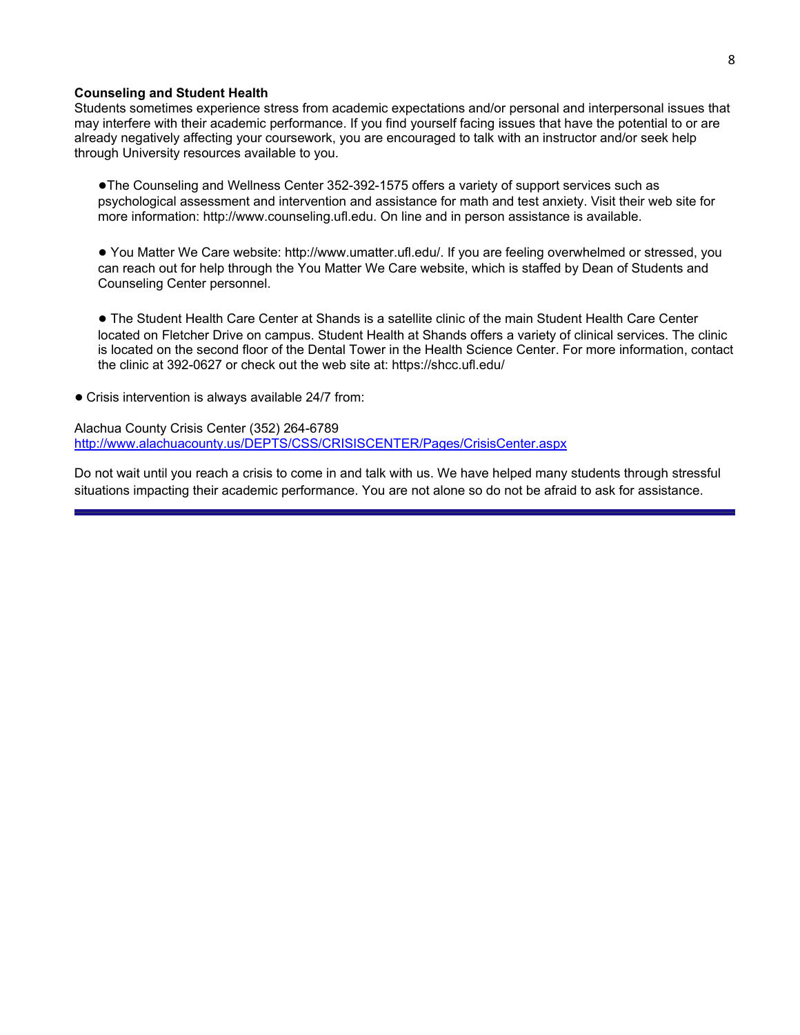**Counseling and Student Health**

Students sometimes experience stress from academic expectations and/or personal and interpersonal issues that may interfere with their academic performance. If you find yourself facing issues that have the potential to or are already negatively affecting your coursework, you are encouraged to talk with an instructor and/or seek help through University resources available to you.

- The Counseling and Wellness Center 352-392-1575 offers a variety of support services such as psychological assessment and intervention and assistance for math and test anxiety. Visit their web site for more information: http://www.counseling.ufl.edu. On line and in person assistance is available.

- You Matter We Care website: http://www.umatter.ufl.edu/. If you are feeling overwhelmed or stressed, you can reach out for help through the You Matter We Care website, which is staffed by Dean of Students and Counseling Center personnel.

- The Student Health Care Center at Shands is a satellite clinic of the main Student Health Care Center located on Fletcher Drive on campus. Student Health at Shands offers a variety of clinical services. The clinic is located on the second floor of the Dental Tower in the Health Science Center. For more information, contact the clinic at 392-0627 or check out the web site at: https://shcc.ufl.edu/

- Crisis intervention is always available 24/7 from:

Alachua County Crisis Center (352) 264-6789
[http://www.alachuacounty.us/DEPTS/CSS/CRISISCENTER/Pages/CrisisCenter.aspx](http://www.alachuacounty.us/DEPTS/CSS/CRISISCENTER/Pages/CrisisCenter.aspx)

Do not wait until you reach a crisis to come in and talk with us. We have helped many students through stressful situations impacting their academic performance. You are not alone so do not be afraid to ask for assistance.